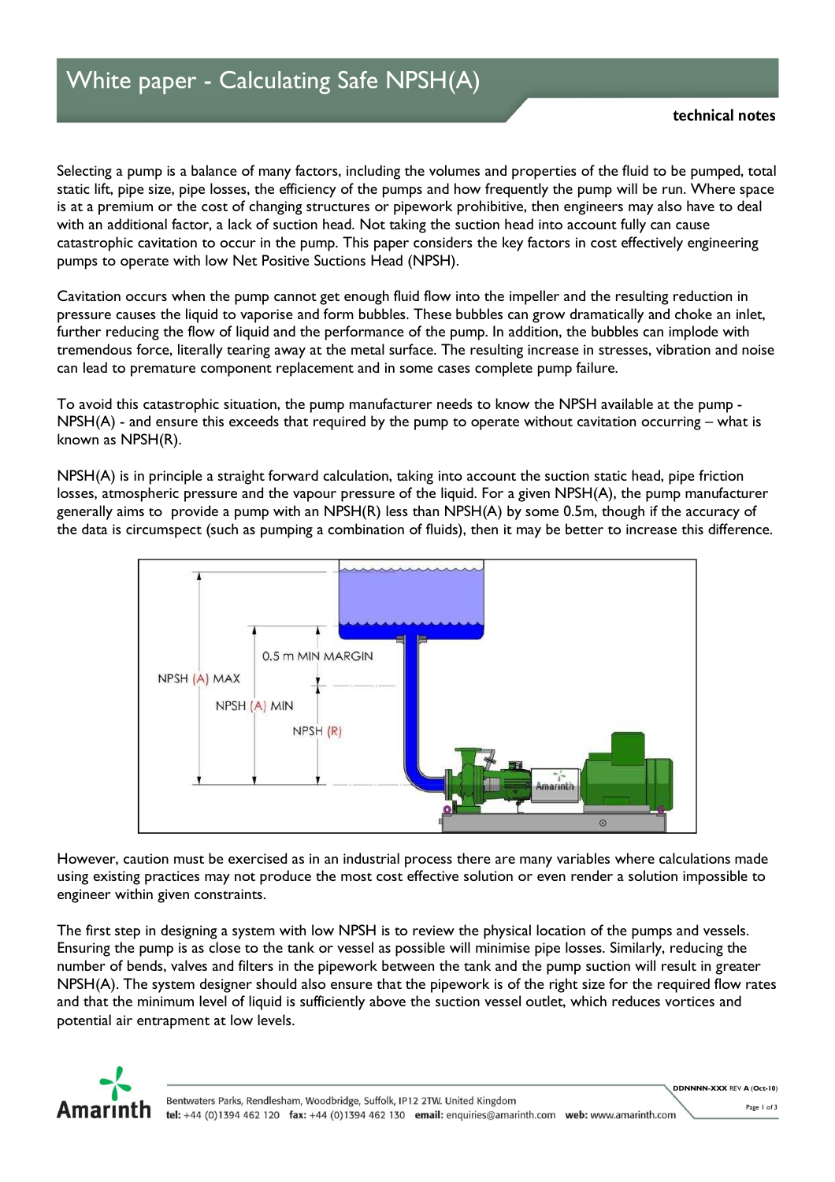# White paper - Calculating Safe NPSH(A)

**technical notes**

Selecting a pump is a balance of many factors, including the volumes and properties of the fluid to be pumped, total static lift, pipe size, pipe losses, the efficiency of the pumps and how frequently the pump will be run. Where space is at a premium or the cost of changing structures or pipework prohibitive, then engineers may also have to deal with an additional factor, a lack of suction head. Not taking the suction head into account fully can cause catastrophic cavitation to occur in the pump. This paper considers the key factors in cost effectively engineering pumps to operate with low Net Positive Suctions Head (NPSH).

Cavitation occurs when the pump cannot get enough fluid flow into the impeller and the resulting reduction in pressure causes the liquid to vaporise and form bubbles. These bubbles can grow dramatically and choke an inlet, further reducing the flow of liquid and the performance of the pump. In addition, the bubbles can implode with tremendous force, literally tearing away at the metal surface. The resulting increase in stresses, vibration and noise can lead to premature component replacement and in some cases complete pump failure.

To avoid this catastrophic situation, the pump manufacturer needs to know the NPSH available at the pump - NPSH(A) - and ensure this exceeds that required by the pump to operate without cavitation occurring – what is known as NPSH(R).

NPSH(A) is in principle a straight forward calculation, taking into account the suction static head, pipe friction losses, atmospheric pressure and the vapour pressure of the liquid. For a given NPSH(A), the pump manufacturer generally aims to provide a pump with an NPSH(R) less than NPSH(A) by some 0.5m, though if the accuracy of the data is circumspect (such as pumping a combination of fluids), then it may be better to increase this difference.

However, caution must be exercised as in an industrial process there are many variables where calculations made using existing practices may not produce the most cost effective solution or even render a solution impossible to engineer within given constraints.

The first step in designing a system with low NPSH is to review the physical location of the pumps and vessels. Ensuring the pump is as close to the tank or vessel as possible will minimise pipe losses. Similarly, reducing the number of bends, valves and filters in the pipework between the tank and the pump suction will result in greater NPSH(A). The system designer should also ensure that the pipework is of the right size for the required flow rates and that the minimum level of liquid is sufficiently above the suction vessel outlet, which reduces vortices and potential air entrapment at low levels.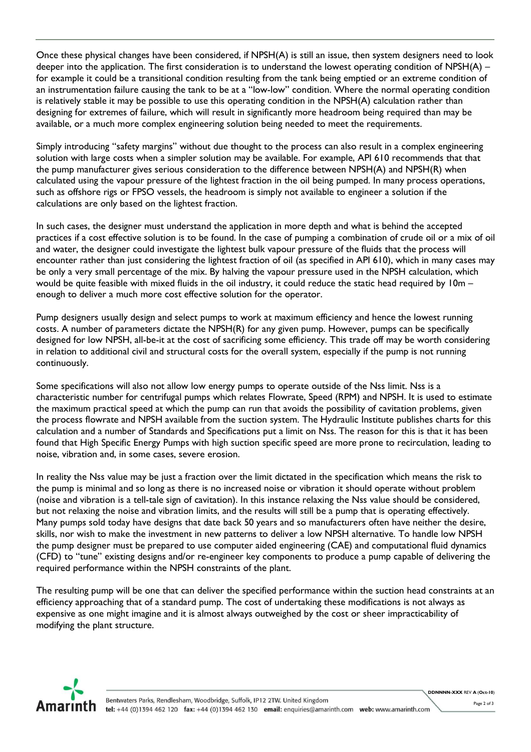Once these physical changes have been considered, if NPSH(A) is still an issue, then system designers need to look deeper into the application. The first consideration is to understand the lowest operating condition of NPSH(A) – for example it could be a transitional condition resulting from the tank being emptied or an extreme condition of an instrumentation failure causing the tank to be at a "low-low" condition. Where the normal operating condition is relatively stable it may be possible to use this operating condition in the NPSH(A) calculation rather than designing for extremes of failure, which will result in significantly more headroom being required than may be available, or a much more complex engineering solution being needed to meet the requirements.

Simply introducing "safety margins" without due thought to the process can also result in a complex engineering solution with large costs when a simpler solution may be available. For example, API 610 recommends that that the pump manufacturer gives serious consideration to the difference between NPSH(A) and NPSH(R) when calculated using the vapour pressure of the lightest fraction in the oil being pumped. In many process operations, such as offshore rigs or FPSO vessels, the headroom is simply not available to engineer a solution if the calculations are only based on the lightest fraction.

In such cases, the designer must understand the application in more depth and what is behind the accepted practices if a cost effective solution is to be found. In the case of pumping a combination of crude oil or a mix of oil and water, the designer could investigate the lightest bulk vapour pressure of the fluids that the process will encounter rather than just considering the lightest fraction of oil (as specified in API 610), which in many cases may be only a very small percentage of the mix. By halving the vapour pressure used in the NPSH calculation, which would be quite feasible with mixed fluids in the oil industry, it could reduce the static head required by 10m – enough to deliver a much more cost effective solution for the operator.

Pump designers usually design and select pumps to work at maximum efficiency and hence the lowest running costs. A number of parameters dictate the NPSH(R) for any given pump. However, pumps can be specifically designed for low NPSH, all-be-it at the cost of sacrificing some efficiency. This trade off may be worth considering in relation to additional civil and structural costs for the overall system, especially if the pump is not running continuously.

Some specifications will also not allow low energy pumps to operate outside of the Nss limit. Nss is a characteristic number for centrifugal pumps which relates Flowrate, Speed (RPM) and NPSH. It is used to estimate the maximum practical speed at which the pump can run that avoids the possibility of cavitation problems, given the process flowrate and NPSH available from the suction system. The Hydraulic Institute publishes charts for this calculation and a number of Standards and Specifications put a limit on Nss. The reason for this is that it has been found that High Specific Energy Pumps with high suction specific speed are more prone to recirculation, leading to noise, vibration and, in some cases, severe erosion.

In reality the Nss value may be just a fraction over the limit dictated in the specification which means the risk to the pump is minimal and so long as there is no increased noise or vibration it should operate without problem (noise and vibration is a tell-tale sign of cavitation). In this instance relaxing the Nss value should be considered, but not relaxing the noise and vibration limits, and the results will still be a pump that is operating effectively. Many pumps sold today have designs that date back 50 years and so manufacturers often have neither the desire, skills, nor wish to make the investment in new patterns to deliver a low NPSH alternative. To handle low NPSH the pump designer must be prepared to use computer aided engineering (CAE) and computational fluid dynamics (CFD) to "tune" existing designs and/or re-engineer key components to produce a pump capable of delivering the required performance within the NPSH constraints of the plant.

The resulting pump will be one that can deliver the specified performance within the suction head constraints at an efficiency approaching that of a standard pump. The cost of undertaking these modifications is not always as expensive as one might imagine and it is almost always outweighed by the cost or sheer impracticability of modifying the plant structure.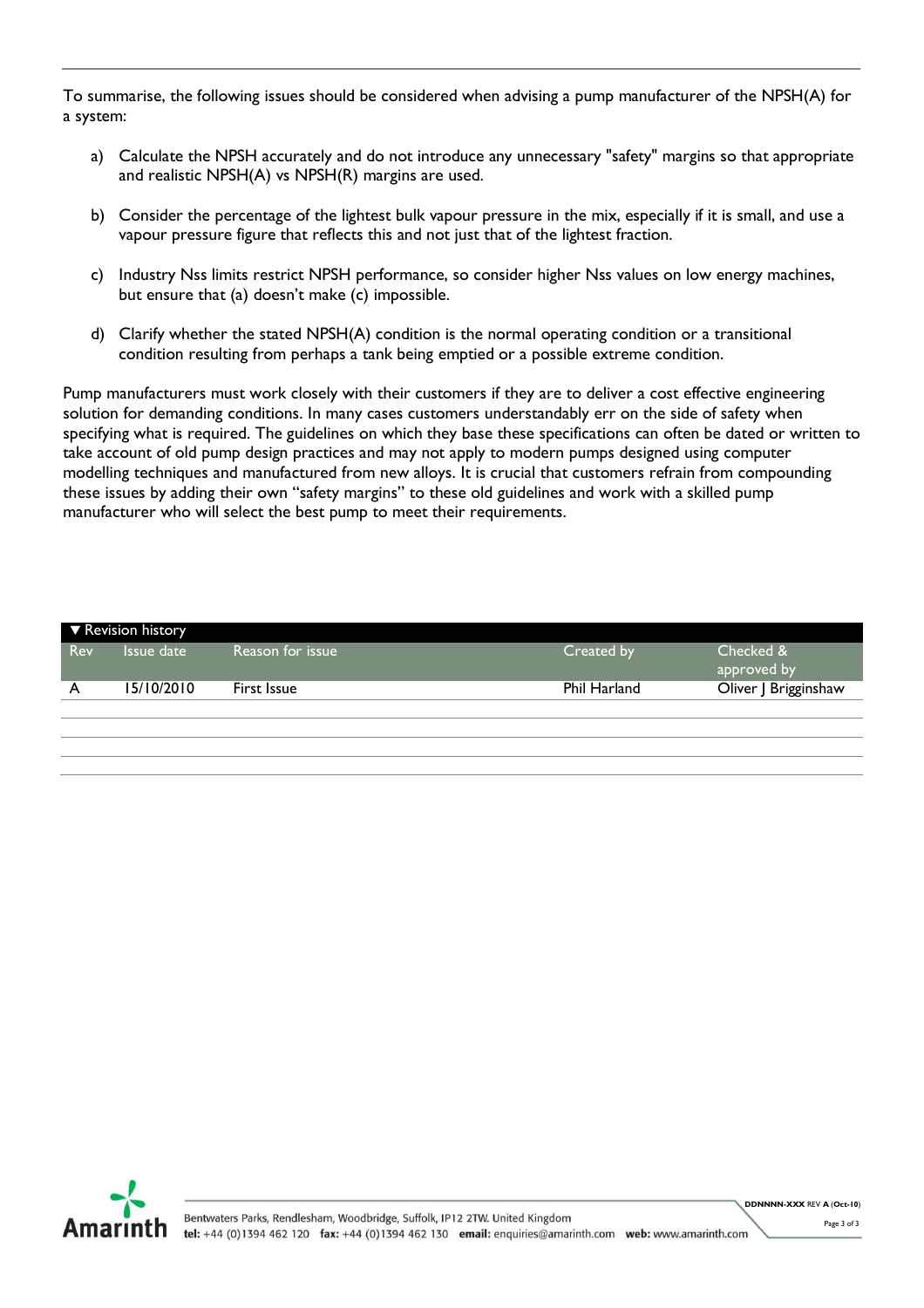To summarise, the following issues should be considered when advising a pump manufacturer of the NPSH(A) for a system:

a) Calculate the NPSH accurately and do not introduce any unnecessary "safety" margins so that appropriate and realistic NPSH(A) vs NPSH(R) margins are used.

b) Consider the percentage of the lightest bulk vapour pressure in the mix, especially if it is small, and use a vapour pressure figure that reflects this and not just that of the lightest fraction.

c) Industry Nss limits restrict NPSH performance, so consider higher Nss values on low energy machines, but ensure that (a) doesn't make (c) impossible.

d) Clarify whether the stated NPSH(A) condition is the normal operating condition or a transitional condition resulting from perhaps a tank being emptied or a possible extreme condition.

Pump manufacturers must work closely with their customers if they are to deliver a cost effective engineering solution for demanding conditions. In many cases customers understandably err on the side of safety when specifying what is required. The guidelines on which they base these specifications can often be dated or written to take account of old pump design practices and may not apply to modern pumps designed using computer modelling techniques and manufactured from new alloys. It is crucial that customers refrain from compounding these issues by adding their own "safety margins" to these old guidelines and work with a skilled pump manufacturer who will select the best pump to meet their requirements.

▼ Revision history

| Rev | Issue date | Reason for issue | Created by | Checked & approved by |
|---|---|---|---|---|
| A | 15/10/2010 | First Issue | Phil Harland | Oliver J Brigginshaw |
| | | | | |
| | | | | |
| | | | | |
| | | | | |